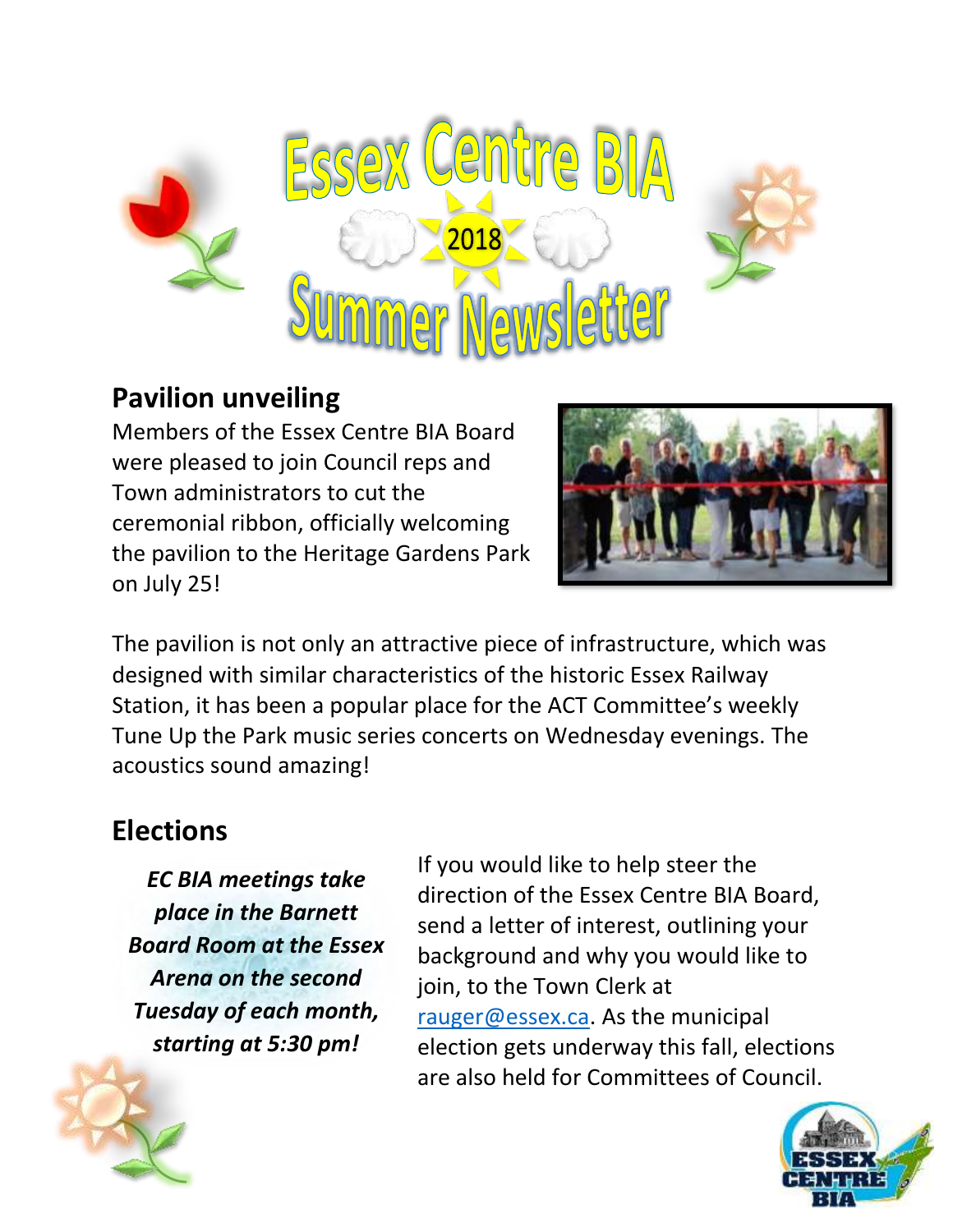# Essex Centre BIA

2018

# Summer Newsletter

## Pavilion unveiling

Members of the Essex Centre BIA Board were pleased to join Council reps and Town administrators to cut the ceremonial ribbon, officially welcoming the pavilion to the Heritage Gardens Park on July 25!

The pavilion is not only an attractive piece of infrastructure, which was designed with similar characteristics of the historic Essex Railway Station, it has been a popular place for the ACT Committee's weekly Tune Up the Park music series concerts on Wednesday evenings. The acoustics sound amazing!

## Elections

***EC BIA meetings take place in the Barnett Board Room at the Essex Arena on the second Tuesday of each month, starting at 5:30 pm!***

If you would like to help steer the direction of the Essex Centre BIA Board, send a letter of interest, outlining your background and why you would like to join, to the Town Clerk at rauger@essex.ca. As the municipal election gets underway this fall, elections are also held for Committees of Council.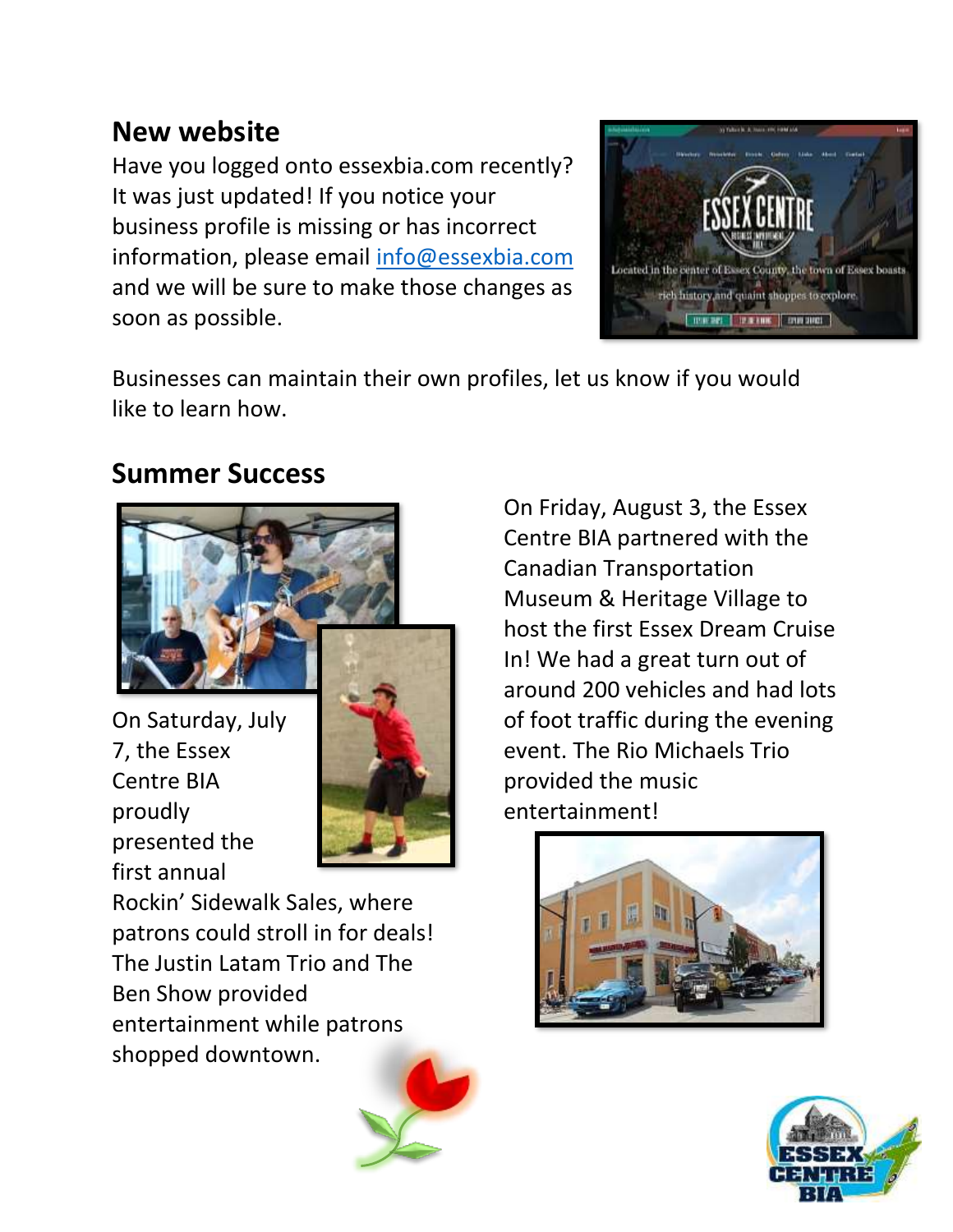## New website

Have you logged onto essexbia.com recently? It was just updated! If you notice your business profile is missing or has incorrect information, please email info@essexbia.com and we will be sure to make those changes as soon as possible.

Businesses can maintain their own profiles, let us know if you would like to learn how.

## Summer Success

On Saturday, July 7, the Essex Centre BIA proudly presented the first annual Rockin' Sidewalk Sales, where patrons could stroll in for deals! The Justin Latam Trio and The Ben Show provided entertainment while patrons shopped downtown.

On Friday, August 3, the Essex Centre BIA partnered with the Canadian Transportation Museum & Heritage Village to host the first Essex Dream Cruise In! We had a great turn out of around 200 vehicles and had lots of foot traffic during the evening event. The Rio Michaels Trio provided the music entertainment!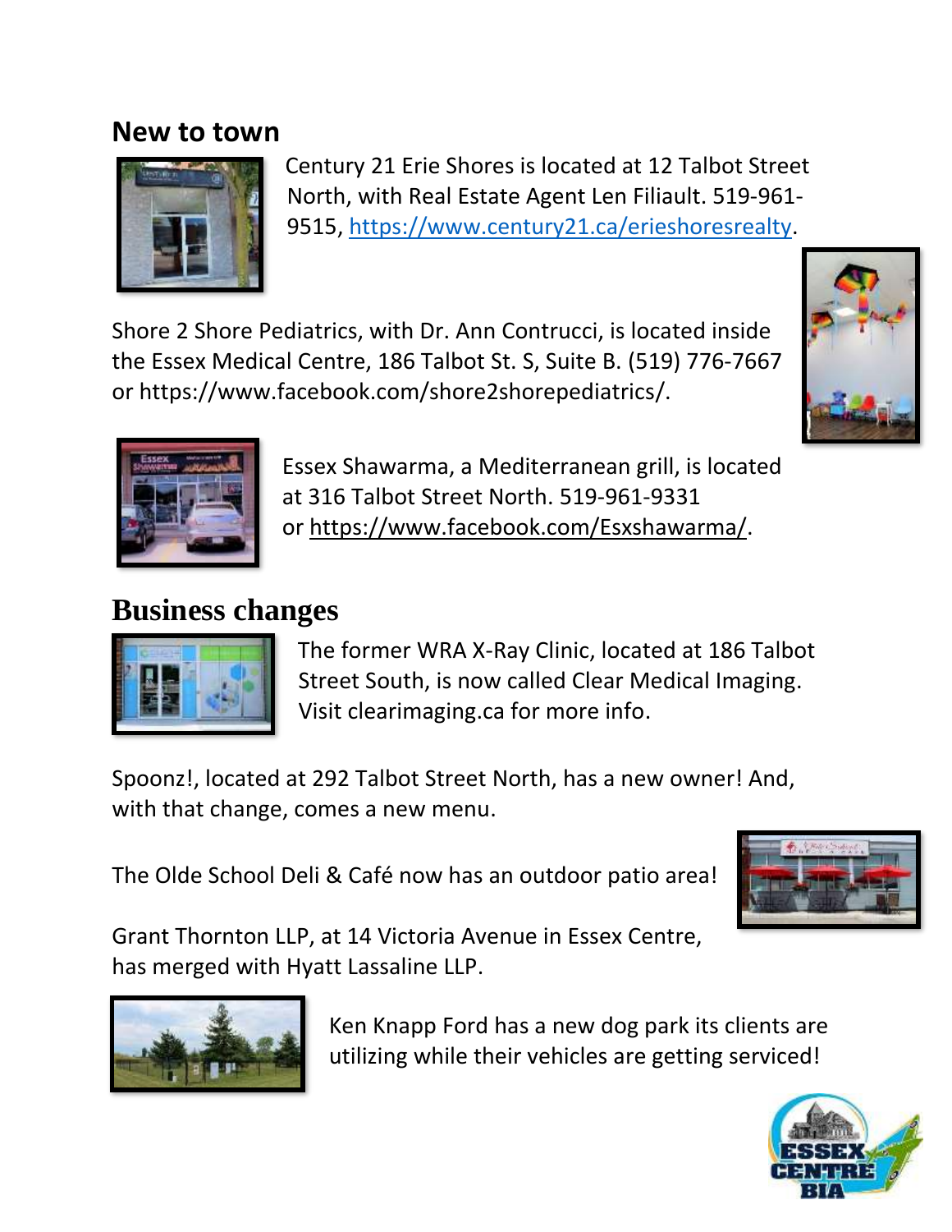## New to town

Century 21 Erie Shores is located at 12 Talbot Street North, with Real Estate Agent Len Filiault. 519-961-9515, https://www.century21.ca/erieshoresrealty.

Shore 2 Shore Pediatrics, with Dr. Ann Contrucci, is located inside the Essex Medical Centre, 186 Talbot St. S, Suite B. (519) 776-7667 or https://www.facebook.com/shore2shorepediatrics/.

Essex Shawarma, a Mediterranean grill, is located at 316 Talbot Street North. 519-961-9331 or https://www.facebook.com/Esxshawarma/.

## Business changes

The former WRA X-Ray Clinic, located at 186 Talbot Street South, is now called Clear Medical Imaging. Visit clearimaging.ca for more info.

Spoonz!, located at 292 Talbot Street North, has a new owner! And, with that change, comes a new menu.

The Olde School Deli & Café now has an outdoor patio area!

Grant Thornton LLP, at 14 Victoria Avenue in Essex Centre, has merged with Hyatt Lassaline LLP.

Ken Knapp Ford has a new dog park its clients are utilizing while their vehicles are getting serviced!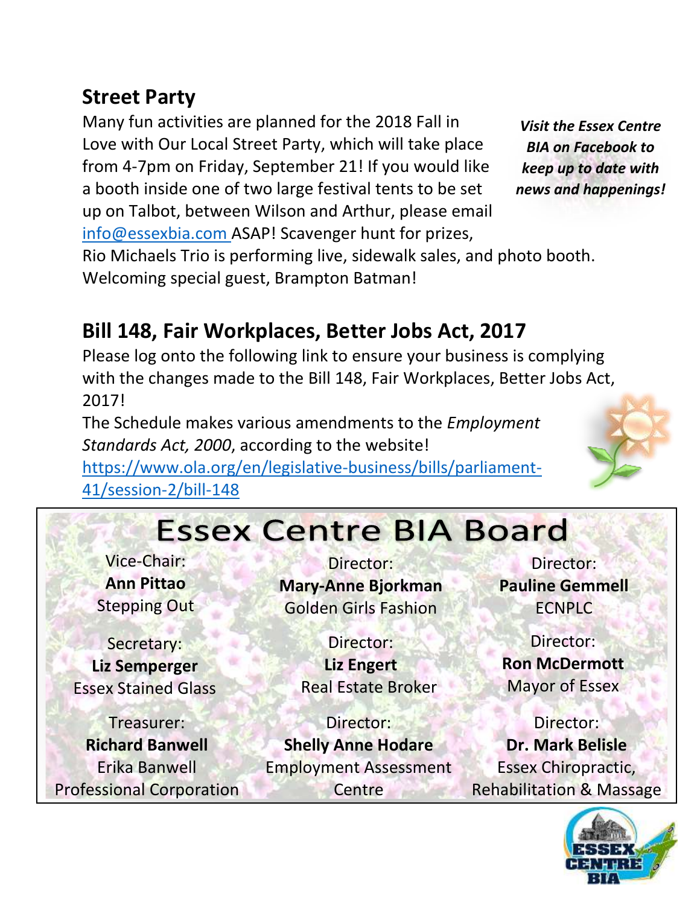## Street Party

Many fun activities are planned for the 2018 Fall in Love with Our Local Street Party, which will take place from 4-7pm on Friday, September 21! If you would like a booth inside one of two large festival tents to be set up on Talbot, between Wilson and Arthur, please email info@essexbia.com ASAP! Scavenger hunt for prizes, Rio Michaels Trio is performing live, sidewalk sales, and photo booth. Welcoming special guest, Brampton Batman!

***Visit the Essex Centre BIA on Facebook to keep up to date with news and happenings!***

## Bill 148, Fair Workplaces, Better Jobs Act, 2017

Please log onto the following link to ensure your business is complying with the changes made to the Bill 148, Fair Workplaces, Better Jobs Act, 2017!

The Schedule makes various amendments to the *Employment Standards Act, 2000*, according to the website!

https://www.ola.org/en/legislative-business/bills/parliament-41/session-2/bill-148

## Essex Centre BIA Board

Vice-Chair:
**Ann Pittao**
Stepping Out

Secretary:
**Liz Semperger**
Essex Stained Glass

Treasurer:
**Richard Banwell**
Erika Banwell Professional Corporation

Director:
**Mary-Anne Bjorkman**
Golden Girls Fashion

Director:
**Liz Engert**
Real Estate Broker

Director:
**Shelly Anne Hodare**
Employment Assessment Centre

Director:
**Pauline Gemmell**
ECNPLC

Director:
**Ron McDermott**
Mayor of Essex

Director:
**Dr. Mark Belisle**
Essex Chiropractic, Rehabilitation & Massage

ESSEX CENTRE BIA